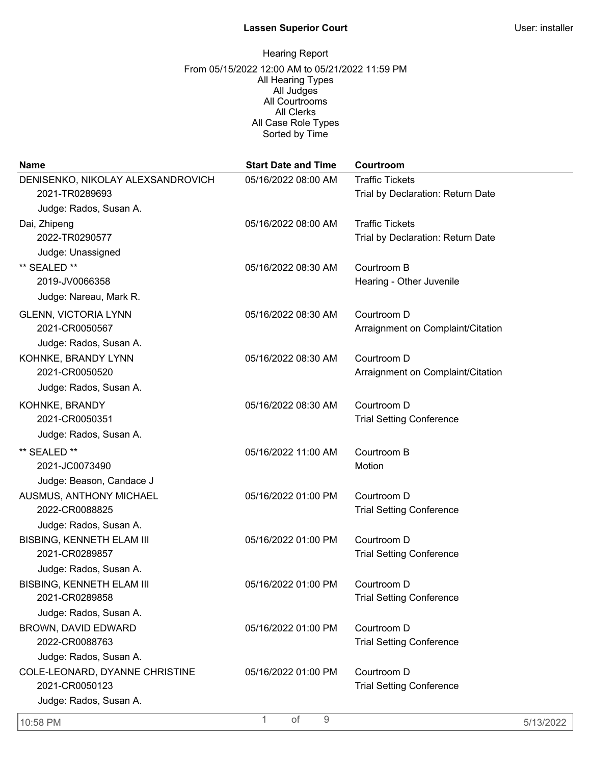# Lassen Superior Court

User: installer

## Hearing Report

From 05/15/2022 12:00 AM to 05/21/2022 11:59 PM
All Hearing Types
All Judges
All Courtrooms
All Clerks
All Case Role Types
Sorted by Time

| Name | Start Date and Time | Courtroom |
|---|---|---|
| DENISENKO, NIKOLAY ALEXSANDROVICH<br>2021-TR0289693<br>Judge: Rados, Susan A. | 05/16/2022 08:00 AM | Traffic Tickets<br>Trial by Declaration: Return Date |
| Dai, Zhipeng<br>2022-TR0290577<br>Judge: Unassigned | 05/16/2022 08:00 AM | Traffic Tickets<br>Trial by Declaration: Return Date |
| ** SEALED **<br>2019-JV0066358<br>Judge: Nareau, Mark R. | 05/16/2022 08:30 AM | Courtroom B<br>Hearing - Other Juvenile |
| GLENN, VICTORIA LYNN<br>2021-CR0050567<br>Judge: Rados, Susan A. | 05/16/2022 08:30 AM | Courtroom D<br>Arraignment on Complaint/Citation |
| KOHNKE, BRANDY LYNN<br>2021-CR0050520<br>Judge: Rados, Susan A. | 05/16/2022 08:30 AM | Courtroom D<br>Arraignment on Complaint/Citation |
| KOHNKE, BRANDY<br>2021-CR0050351<br>Judge: Rados, Susan A. | 05/16/2022 08:30 AM | Courtroom D<br>Trial Setting Conference |
| ** SEALED **<br>2021-JC0073490<br>Judge: Beason, Candace J | 05/16/2022 11:00 AM | Courtroom B<br>Motion |
| AUSMUS, ANTHONY MICHAEL<br>2022-CR0088825<br>Judge: Rados, Susan A. | 05/16/2022 01:00 PM | Courtroom D<br>Trial Setting Conference |
| BISBING, KENNETH ELAM III<br>2021-CR0289857<br>Judge: Rados, Susan A. | 05/16/2022 01:00 PM | Courtroom D<br>Trial Setting Conference |
| BISBING, KENNETH ELAM III<br>2021-CR0289858<br>Judge: Rados, Susan A. | 05/16/2022 01:00 PM | Courtroom D<br>Trial Setting Conference |
| BROWN, DAVID EDWARD<br>2022-CR0088763<br>Judge: Rados, Susan A. | 05/16/2022 01:00 PM | Courtroom D<br>Trial Setting Conference |
| COLE-LEONARD, DYANNE CHRISTINE<br>2021-CR0050123<br>Judge: Rados, Susan A. | 05/16/2022 01:00 PM | Courtroom D<br>Trial Setting Conference |

10:58 PM — 5/13/2022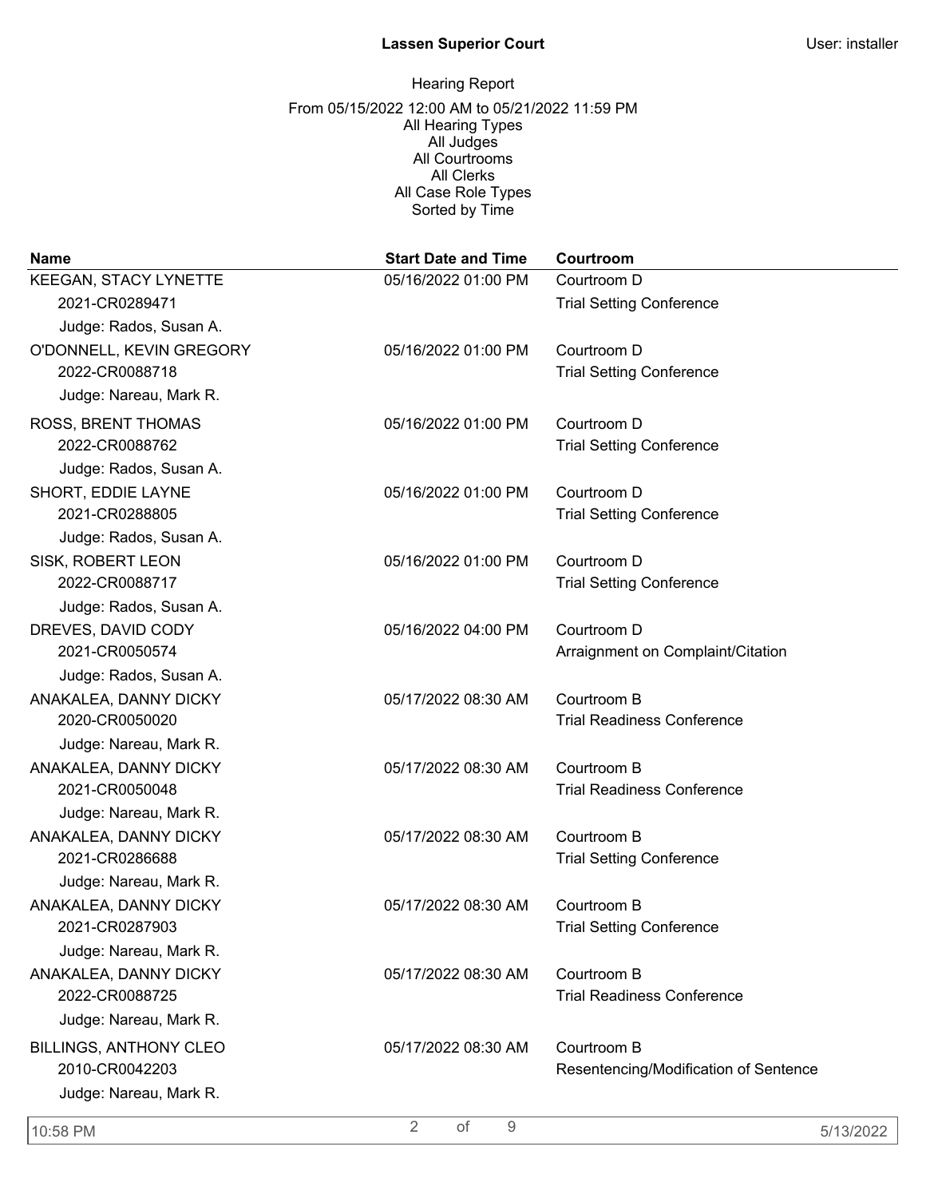**Lassen Superior Court**

User: installer

Hearing Report

From 05/15/2022 12:00 AM to 05/21/2022 11:59 PM
All Hearing Types
All Judges
All Courtrooms
All Clerks
All Case Role Types
Sorted by Time

| Name | Case Number | Judge | Start Date and Time | Courtroom | Hearing Type |
|---|---|---|---|---|---|
| KEEGAN, STACY LYNETTE | 2021-CR0289471 | Rados, Susan A. | 05/16/2022 01:00 PM | Courtroom D | Trial Setting Conference |
| O'DONNELL, KEVIN GREGORY | 2022-CR0088718 | Nareau, Mark R. | 05/16/2022 01:00 PM | Courtroom D | Trial Setting Conference |
| ROSS, BRENT THOMAS | 2022-CR0088762 | Rados, Susan A. | 05/16/2022 01:00 PM | Courtroom D | Trial Setting Conference |
| SHORT, EDDIE LAYNE | 2021-CR0288805 | Rados, Susan A. | 05/16/2022 01:00 PM | Courtroom D | Trial Setting Conference |
| SISK, ROBERT LEON | 2022-CR0088717 | Rados, Susan A. | 05/16/2022 01:00 PM | Courtroom D | Trial Setting Conference |
| DREVES, DAVID CODY | 2021-CR0050574 | Rados, Susan A. | 05/16/2022 04:00 PM | Courtroom D | Arraignment on Complaint/Citation |
| ANAKALEA, DANNY DICKY | 2020-CR0050020 | Nareau, Mark R. | 05/17/2022 08:30 AM | Courtroom B | Trial Readiness Conference |
| ANAKALEA, DANNY DICKY | 2021-CR0050048 | Nareau, Mark R. | 05/17/2022 08:30 AM | Courtroom B | Trial Readiness Conference |
| ANAKALEA, DANNY DICKY | 2021-CR0286688 | Nareau, Mark R. | 05/17/2022 08:30 AM | Courtroom B | Trial Setting Conference |
| ANAKALEA, DANNY DICKY | 2021-CR0287903 | Nareau, Mark R. | 05/17/2022 08:30 AM | Courtroom B | Trial Setting Conference |
| ANAKALEA, DANNY DICKY | 2022-CR0088725 | Nareau, Mark R. | 05/17/2022 08:30 AM | Courtroom B | Trial Readiness Conference |
| BILLINGS, ANTHONY CLEO | 2010-CR0042203 | Nareau, Mark R. | 05/17/2022 08:30 AM | Courtroom B | Resentencing/Modification of Sentence |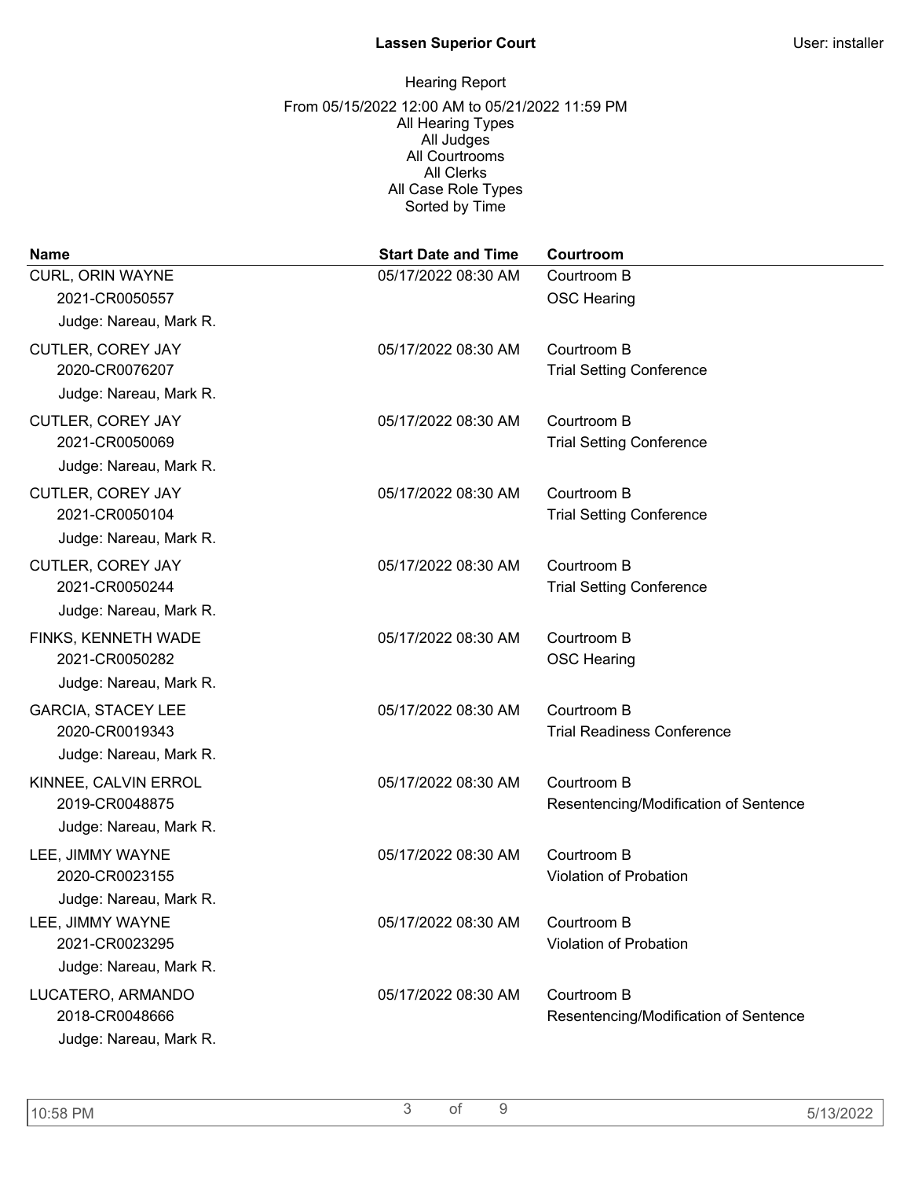**Lassen Superior Court**

User: installer

Hearing Report

From 05/15/2022 12:00 AM to 05/21/2022 11:59 PM
All Hearing Types
All Judges
All Courtrooms
All Clerks
All Case Role Types
Sorted by Time

| Name | Start Date and Time | Courtroom |
| --- | --- | --- |
| CURL, ORIN WAYNE<br>2021-CR0050557<br>Judge: Nareau, Mark R. | 05/17/2022 08:30 AM | Courtroom B<br>OSC Hearing |
| CUTLER, COREY JAY<br>2020-CR0076207<br>Judge: Nareau, Mark R. | 05/17/2022 08:30 AM | Courtroom B<br>Trial Setting Conference |
| CUTLER, COREY JAY<br>2021-CR0050069<br>Judge: Nareau, Mark R. | 05/17/2022 08:30 AM | Courtroom B<br>Trial Setting Conference |
| CUTLER, COREY JAY<br>2021-CR0050104<br>Judge: Nareau, Mark R. | 05/17/2022 08:30 AM | Courtroom B<br>Trial Setting Conference |
| CUTLER, COREY JAY<br>2021-CR0050244<br>Judge: Nareau, Mark R. | 05/17/2022 08:30 AM | Courtroom B<br>Trial Setting Conference |
| FINKS, KENNETH WADE<br>2021-CR0050282<br>Judge: Nareau, Mark R. | 05/17/2022 08:30 AM | Courtroom B<br>OSC Hearing |
| GARCIA, STACEY LEE<br>2020-CR0019343<br>Judge: Nareau, Mark R. | 05/17/2022 08:30 AM | Courtroom B<br>Trial Readiness Conference |
| KINNEE, CALVIN ERROL<br>2019-CR0048875<br>Judge: Nareau, Mark R. | 05/17/2022 08:30 AM | Courtroom B<br>Resentencing/Modification of Sentence |
| LEE, JIMMY WAYNE<br>2020-CR0023155<br>Judge: Nareau, Mark R. | 05/17/2022 08:30 AM | Courtroom B<br>Violation of Probation |
| LEE, JIMMY WAYNE<br>2021-CR0023295<br>Judge: Nareau, Mark R. | 05/17/2022 08:30 AM | Courtroom B<br>Violation of Probation |
| LUCATERO, ARMANDO<br>2018-CR0048666<br>Judge: Nareau, Mark R. | 05/17/2022 08:30 AM | Courtroom B<br>Resentencing/Modification of Sentence |

10:58 PM 5/13/2022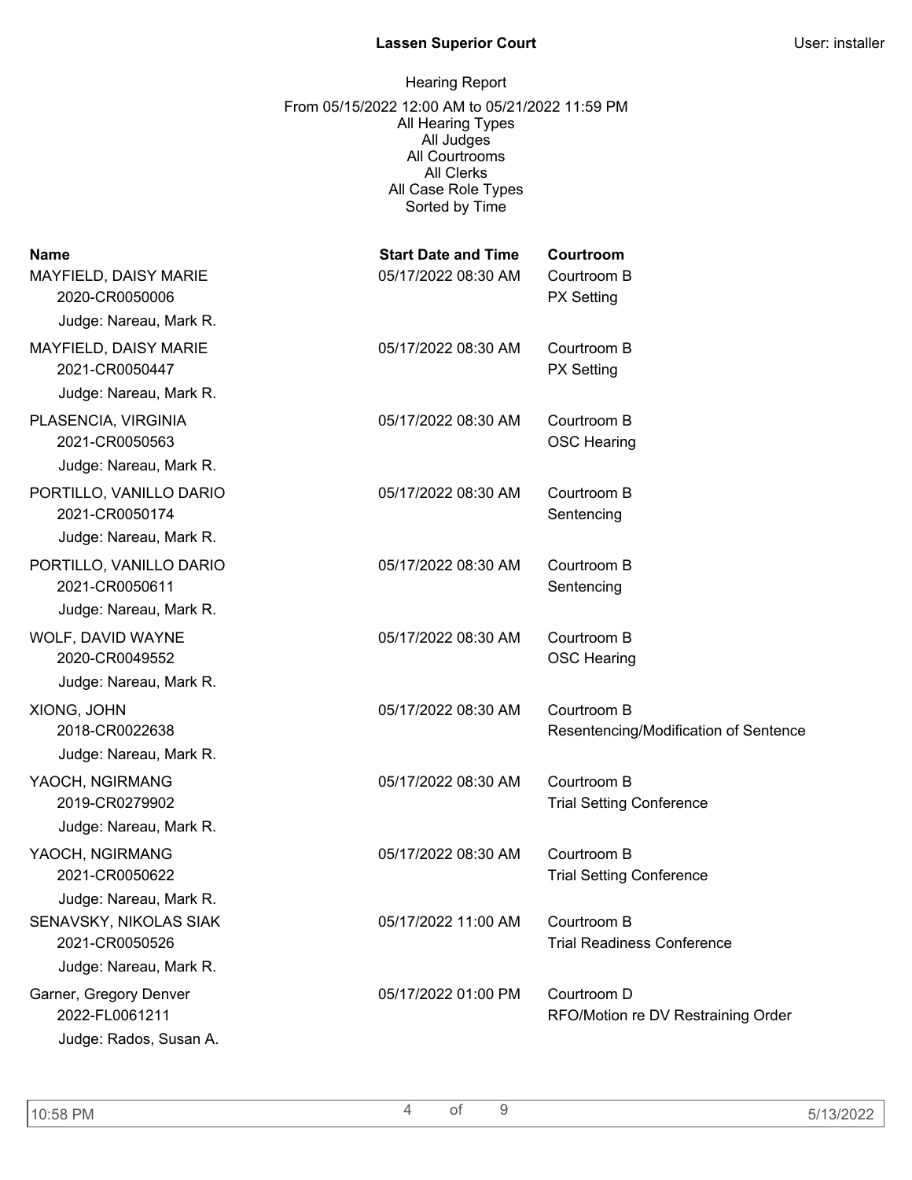**Lassen Superior Court**

User: installer

Hearing Report

From 05/15/2022 12:00 AM to 05/21/2022 11:59 PM
All Hearing Types
All Judges
All Courtrooms
All Clerks
All Case Role Types
Sorted by Time

| Name | Start Date and Time | Courtroom |
|---|---|---|
| MAYFIELD, DAISY MARIE<br>2020-CR0050006<br>Judge: Nareau, Mark R. | 05/17/2022 08:30 AM | Courtroom B<br>PX Setting |
| MAYFIELD, DAISY MARIE<br>2021-CR0050447<br>Judge: Nareau, Mark R. | 05/17/2022 08:30 AM | Courtroom B<br>PX Setting |
| PLASENCIA, VIRGINIA<br>2021-CR0050563<br>Judge: Nareau, Mark R. | 05/17/2022 08:30 AM | Courtroom B<br>OSC Hearing |
| PORTILLO, VANILLO DARIO<br>2021-CR0050174<br>Judge: Nareau, Mark R. | 05/17/2022 08:30 AM | Courtroom B<br>Sentencing |
| PORTILLO, VANILLO DARIO<br>2021-CR0050611<br>Judge: Nareau, Mark R. | 05/17/2022 08:30 AM | Courtroom B<br>Sentencing |
| WOLF, DAVID WAYNE<br>2020-CR0049552<br>Judge: Nareau, Mark R. | 05/17/2022 08:30 AM | Courtroom B<br>OSC Hearing |
| XIONG, JOHN<br>2018-CR0022638<br>Judge: Nareau, Mark R. | 05/17/2022 08:30 AM | Courtroom B<br>Resentencing/Modification of Sentence |
| YAOCH, NGIRMANG<br>2019-CR0279902<br>Judge: Nareau, Mark R. | 05/17/2022 08:30 AM | Courtroom B<br>Trial Setting Conference |
| YAOCH, NGIRMANG<br>2021-CR0050622<br>Judge: Nareau, Mark R. | 05/17/2022 08:30 AM | Courtroom B<br>Trial Setting Conference |
| SENAVSKY, NIKOLAS SIAK<br>2021-CR0050526<br>Judge: Nareau, Mark R. | 05/17/2022 11:00 AM | Courtroom B<br>Trial Readiness Conference |
| Garner, Gregory Denver<br>2022-FL0061211<br>Judge: Rados, Susan A. | 05/17/2022 01:00 PM | Courtroom D<br>RFO/Motion re DV Restraining Order |

10:58 PM — 5/13/2022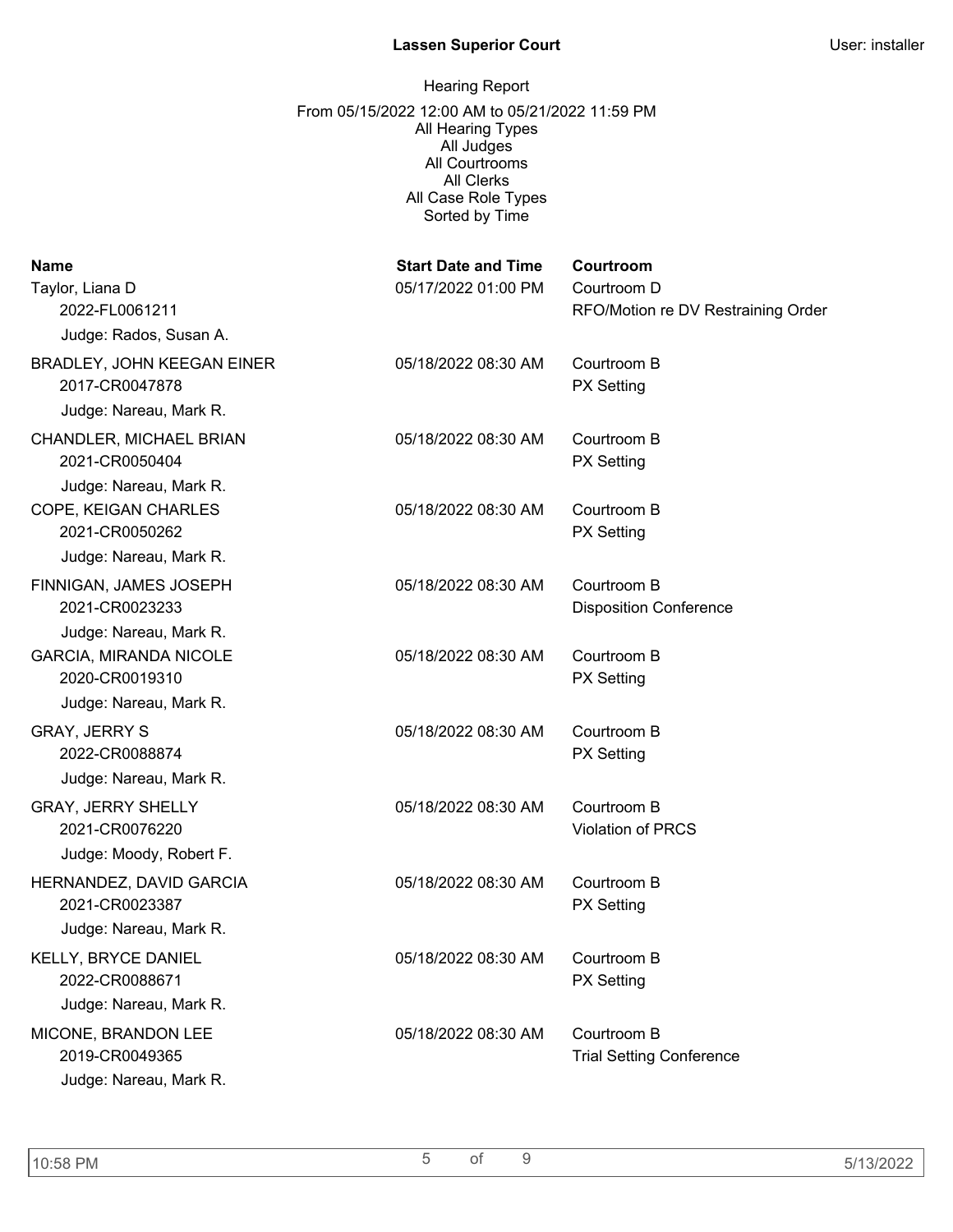**Lassen Superior Court**

User: installer

Hearing Report

From 05/15/2022 12:00 AM to 05/21/2022 11:59 PM
All Hearing Types
All Judges
All Courtrooms
All Clerks
All Case Role Types
Sorted by Time

| Name | Start Date and Time | Courtroom |
| --- | --- | --- |
| Taylor, Liana D<br>2022-FL0061211<br>Judge: Rados, Susan A. | 05/17/2022 01:00 PM | Courtroom D<br>RFO/Motion re DV Restraining Order |
| BRADLEY, JOHN KEEGAN EINER<br>2017-CR0047878<br>Judge: Nareau, Mark R. | 05/18/2022 08:30 AM | Courtroom B<br>PX Setting |
| CHANDLER, MICHAEL BRIAN<br>2021-CR0050404<br>Judge: Nareau, Mark R. | 05/18/2022 08:30 AM | Courtroom B<br>PX Setting |
| COPE, KEIGAN CHARLES<br>2021-CR0050262<br>Judge: Nareau, Mark R. | 05/18/2022 08:30 AM | Courtroom B<br>PX Setting |
| FINNIGAN, JAMES JOSEPH<br>2021-CR0023233<br>Judge: Nareau, Mark R. | 05/18/2022 08:30 AM | Courtroom B<br>Disposition Conference |
| GARCIA, MIRANDA NICOLE<br>2020-CR0019310<br>Judge: Nareau, Mark R. | 05/18/2022 08:30 AM | Courtroom B<br>PX Setting |
| GRAY, JERRY S<br>2022-CR0088874<br>Judge: Nareau, Mark R. | 05/18/2022 08:30 AM | Courtroom B<br>PX Setting |
| GRAY, JERRY SHELLY<br>2021-CR0076220<br>Judge: Moody, Robert F. | 05/18/2022 08:30 AM | Courtroom B<br>Violation of PRCS |
| HERNANDEZ, DAVID GARCIA<br>2021-CR0023387<br>Judge: Nareau, Mark R. | 05/18/2022 08:30 AM | Courtroom B<br>PX Setting |
| KELLY, BRYCE DANIEL<br>2022-CR0088671<br>Judge: Nareau, Mark R. | 05/18/2022 08:30 AM | Courtroom B<br>PX Setting |
| MICONE, BRANDON LEE<br>2019-CR0049365<br>Judge: Nareau, Mark R. | 05/18/2022 08:30 AM | Courtroom B<br>Trial Setting Conference |

10:58 PM 5/13/2022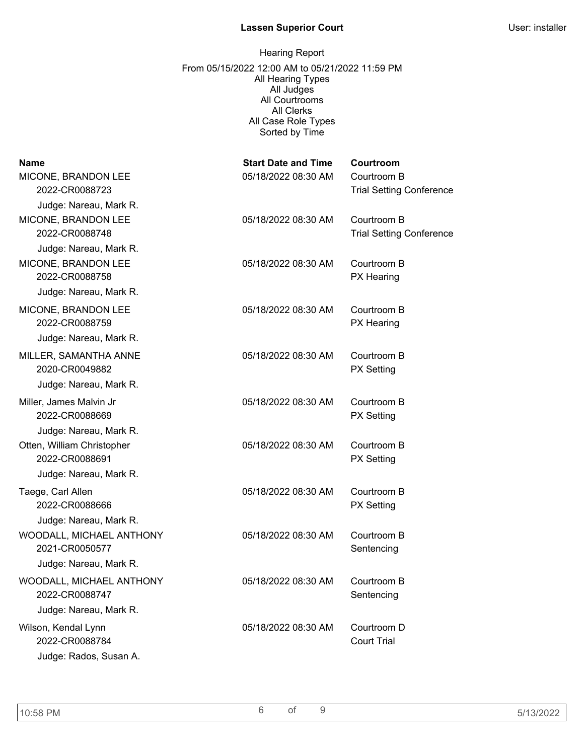**Lassen Superior Court**

User: installer

Hearing Report

From 05/15/2022 12:00 AM to 05/21/2022 11:59 PM
All Hearing Types
All Judges
All Courtrooms
All Clerks
All Case Role Types
Sorted by Time

| Name | Start Date and Time | Courtroom |
|---|---|---|
| MICONE, BRANDON LEE<br>2022-CR0088723<br>Judge: Nareau, Mark R. | 05/18/2022 08:30 AM | Courtroom B<br>Trial Setting Conference |
| MICONE, BRANDON LEE<br>2022-CR0088748<br>Judge: Nareau, Mark R. | 05/18/2022 08:30 AM | Courtroom B<br>Trial Setting Conference |
| MICONE, BRANDON LEE<br>2022-CR0088758<br>Judge: Nareau, Mark R. | 05/18/2022 08:30 AM | Courtroom B<br>PX Hearing |
| MICONE, BRANDON LEE<br>2022-CR0088759<br>Judge: Nareau, Mark R. | 05/18/2022 08:30 AM | Courtroom B<br>PX Hearing |
| MILLER, SAMANTHA ANNE<br>2020-CR0049882<br>Judge: Nareau, Mark R. | 05/18/2022 08:30 AM | Courtroom B<br>PX Setting |
| Miller, James Malvin Jr<br>2022-CR0088669<br>Judge: Nareau, Mark R. | 05/18/2022 08:30 AM | Courtroom B<br>PX Setting |
| Otten, William Christopher<br>2022-CR0088691<br>Judge: Nareau, Mark R. | 05/18/2022 08:30 AM | Courtroom B<br>PX Setting |
| Taege, Carl Allen<br>2022-CR0088666<br>Judge: Nareau, Mark R. | 05/18/2022 08:30 AM | Courtroom B<br>PX Setting |
| WOODALL, MICHAEL ANTHONY<br>2021-CR0050577<br>Judge: Nareau, Mark R. | 05/18/2022 08:30 AM | Courtroom B<br>Sentencing |
| WOODALL, MICHAEL ANTHONY<br>2022-CR0088747<br>Judge: Nareau, Mark R. | 05/18/2022 08:30 AM | Courtroom B<br>Sentencing |
| Wilson, Kendal Lynn<br>2022-CR0088784<br>Judge: Rados, Susan A. | 05/18/2022 08:30 AM | Courtroom D<br>Court Trial |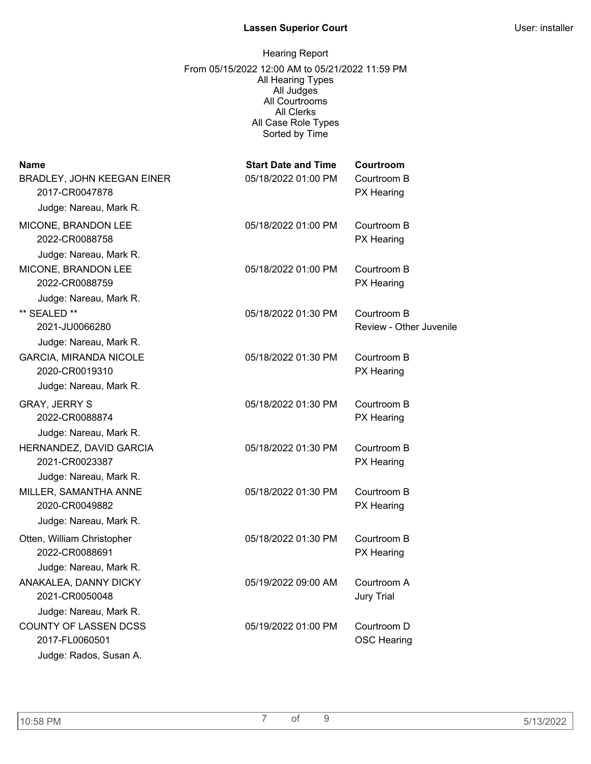**Lassen Superior Court**

User: installer

Hearing Report

From 05/15/2022 12:00 AM to 05/21/2022 11:59 PM
All Hearing Types
All Judges
All Courtrooms
All Clerks
All Case Role Types
Sorted by Time

| Name | Start Date and Time | Courtroom |
|---|---|---|
| BRADLEY, JOHN KEEGAN EINER<br>2017-CR0047878<br>Judge: Nareau, Mark R. | 05/18/2022 01:00 PM | Courtroom B<br>PX Hearing |
| MICONE, BRANDON LEE<br>2022-CR0088758<br>Judge: Nareau, Mark R. | 05/18/2022 01:00 PM | Courtroom B<br>PX Hearing |
| MICONE, BRANDON LEE<br>2022-CR0088759<br>Judge: Nareau, Mark R. | 05/18/2022 01:00 PM | Courtroom B<br>PX Hearing |
| ** SEALED **<br>2021-JU0066280<br>Judge: Nareau, Mark R. | 05/18/2022 01:30 PM | Courtroom B<br>Review - Other Juvenile |
| GARCIA, MIRANDA NICOLE<br>2020-CR0019310<br>Judge: Nareau, Mark R. | 05/18/2022 01:30 PM | Courtroom B<br>PX Hearing |
| GRAY, JERRY S<br>2022-CR0088874<br>Judge: Nareau, Mark R. | 05/18/2022 01:30 PM | Courtroom B<br>PX Hearing |
| HERNANDEZ, DAVID GARCIA<br>2021-CR0023387<br>Judge: Nareau, Mark R. | 05/18/2022 01:30 PM | Courtroom B<br>PX Hearing |
| MILLER, SAMANTHA ANNE<br>2020-CR0049882<br>Judge: Nareau, Mark R. | 05/18/2022 01:30 PM | Courtroom B<br>PX Hearing |
| Otten, William Christopher<br>2022-CR0088691<br>Judge: Nareau, Mark R. | 05/18/2022 01:30 PM | Courtroom B<br>PX Hearing |
| ANAKALEA, DANNY DICKY<br>2021-CR0050048<br>Judge: Nareau, Mark R. | 05/19/2022 09:00 AM | Courtroom A<br>Jury Trial |
| COUNTY OF LASSEN DCSS<br>2017-FL0060501<br>Judge: Rados, Susan A. | 05/19/2022 01:00 PM | Courtroom D<br>OSC Hearing |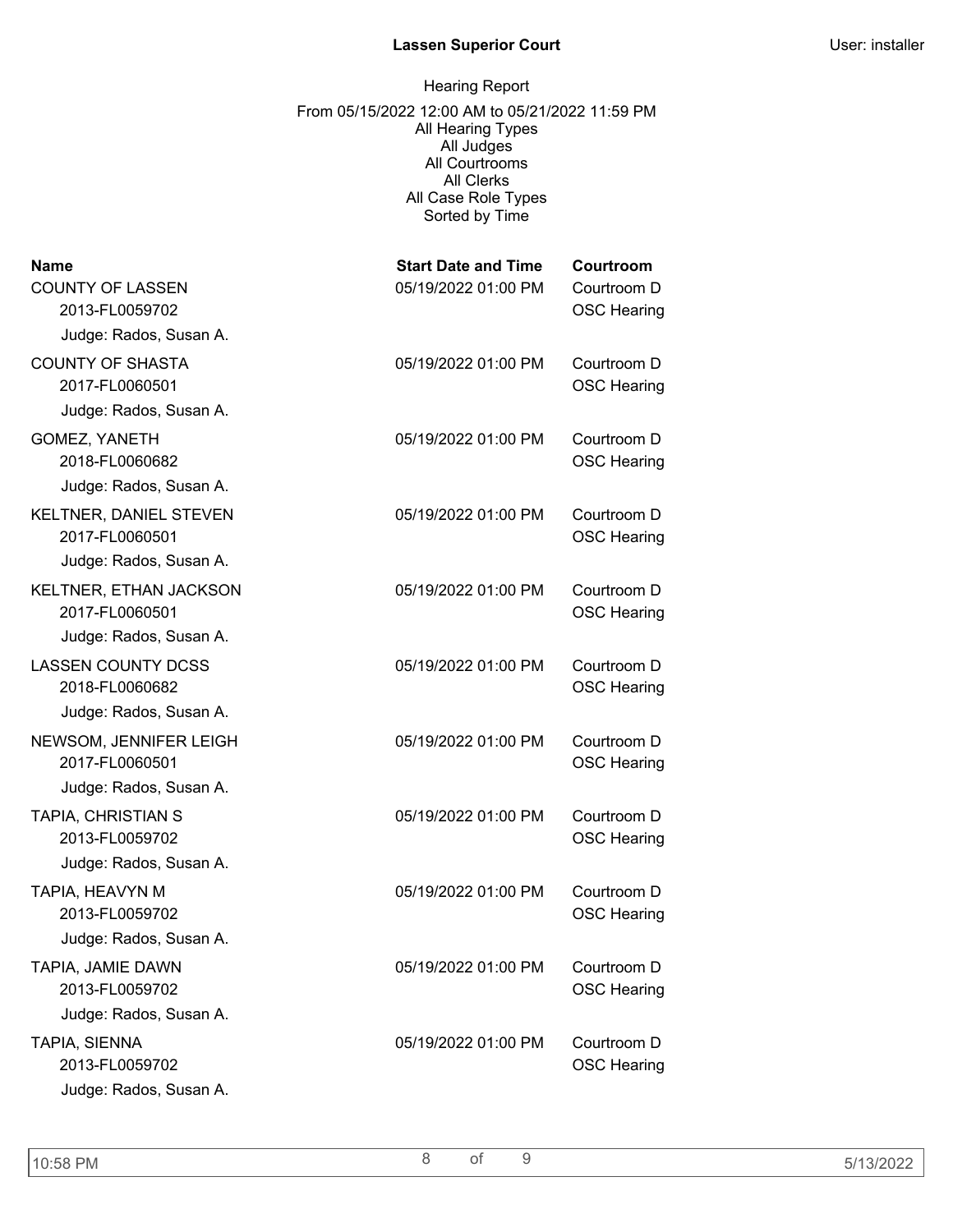**Lassen Superior Court**

User: installer

Hearing Report

From 05/15/2022 12:00 AM to 05/21/2022 11:59 PM
All Hearing Types
All Judges
All Courtrooms
All Clerks
All Case Role Types
Sorted by Time

| Name | Start Date and Time | Courtroom |
| --- | --- | --- |
| COUNTY OF LASSEN<br>2013-FL0059702<br>Judge: Rados, Susan A. | 05/19/2022 01:00 PM | Courtroom D<br>OSC Hearing |
| COUNTY OF SHASTA<br>2017-FL0060501<br>Judge: Rados, Susan A. | 05/19/2022 01:00 PM | Courtroom D<br>OSC Hearing |
| GOMEZ, YANETH<br>2018-FL0060682<br>Judge: Rados, Susan A. | 05/19/2022 01:00 PM | Courtroom D<br>OSC Hearing |
| KELTNER, DANIEL STEVEN<br>2017-FL0060501<br>Judge: Rados, Susan A. | 05/19/2022 01:00 PM | Courtroom D<br>OSC Hearing |
| KELTNER, ETHAN JACKSON<br>2017-FL0060501<br>Judge: Rados, Susan A. | 05/19/2022 01:00 PM | Courtroom D<br>OSC Hearing |
| LASSEN COUNTY DCSS<br>2018-FL0060682<br>Judge: Rados, Susan A. | 05/19/2022 01:00 PM | Courtroom D<br>OSC Hearing |
| NEWSOM, JENNIFER LEIGH<br>2017-FL0060501<br>Judge: Rados, Susan A. | 05/19/2022 01:00 PM | Courtroom D<br>OSC Hearing |
| TAPIA, CHRISTIAN S<br>2013-FL0059702<br>Judge: Rados, Susan A. | 05/19/2022 01:00 PM | Courtroom D<br>OSC Hearing |
| TAPIA, HEAVYN M<br>2013-FL0059702<br>Judge: Rados, Susan A. | 05/19/2022 01:00 PM | Courtroom D<br>OSC Hearing |
| TAPIA, JAMIE DAWN<br>2013-FL0059702<br>Judge: Rados, Susan A. | 05/19/2022 01:00 PM | Courtroom D<br>OSC Hearing |
| TAPIA, SIENNA<br>2013-FL0059702<br>Judge: Rados, Susan A. | 05/19/2022 01:00 PM | Courtroom D<br>OSC Hearing |

10:58 PM 5/13/2022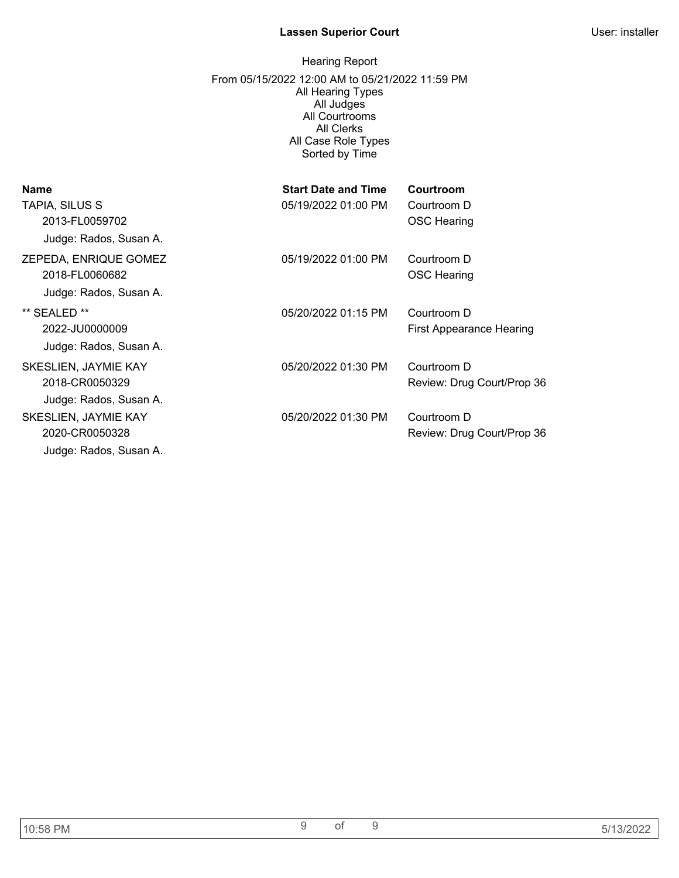**Lassen Superior Court**

User: installer

Hearing Report

From 05/15/2022 12:00 AM to 05/21/2022 11:59 PM
All Hearing Types
All Judges
All Courtrooms
All Clerks
All Case Role Types
Sorted by Time

| Name | Start Date and Time | Courtroom |
|---|---|---|
| TAPIA, SILUS S<br>2013-FL0059702<br>Judge: Rados, Susan A. | 05/19/2022 01:00 PM | Courtroom D<br>OSC Hearing |
| ZEPEDA, ENRIQUE GOMEZ<br>2018-FL0060682<br>Judge: Rados, Susan A. | 05/19/2022 01:00 PM | Courtroom D<br>OSC Hearing |
| ** SEALED **<br>2022-JU0000009<br>Judge: Rados, Susan A. | 05/20/2022 01:15 PM | Courtroom D<br>First Appearance Hearing |
| SKESLIEN, JAYMIE KAY<br>2018-CR0050329<br>Judge: Rados, Susan A. | 05/20/2022 01:30 PM | Courtroom D<br>Review: Drug Court/Prop 36 |
| SKESLIEN, JAYMIE KAY<br>2020-CR0050328<br>Judge: Rados, Susan A. | 05/20/2022 01:30 PM | Courtroom D<br>Review: Drug Court/Prop 36 |

10:58 PM 5/13/2022